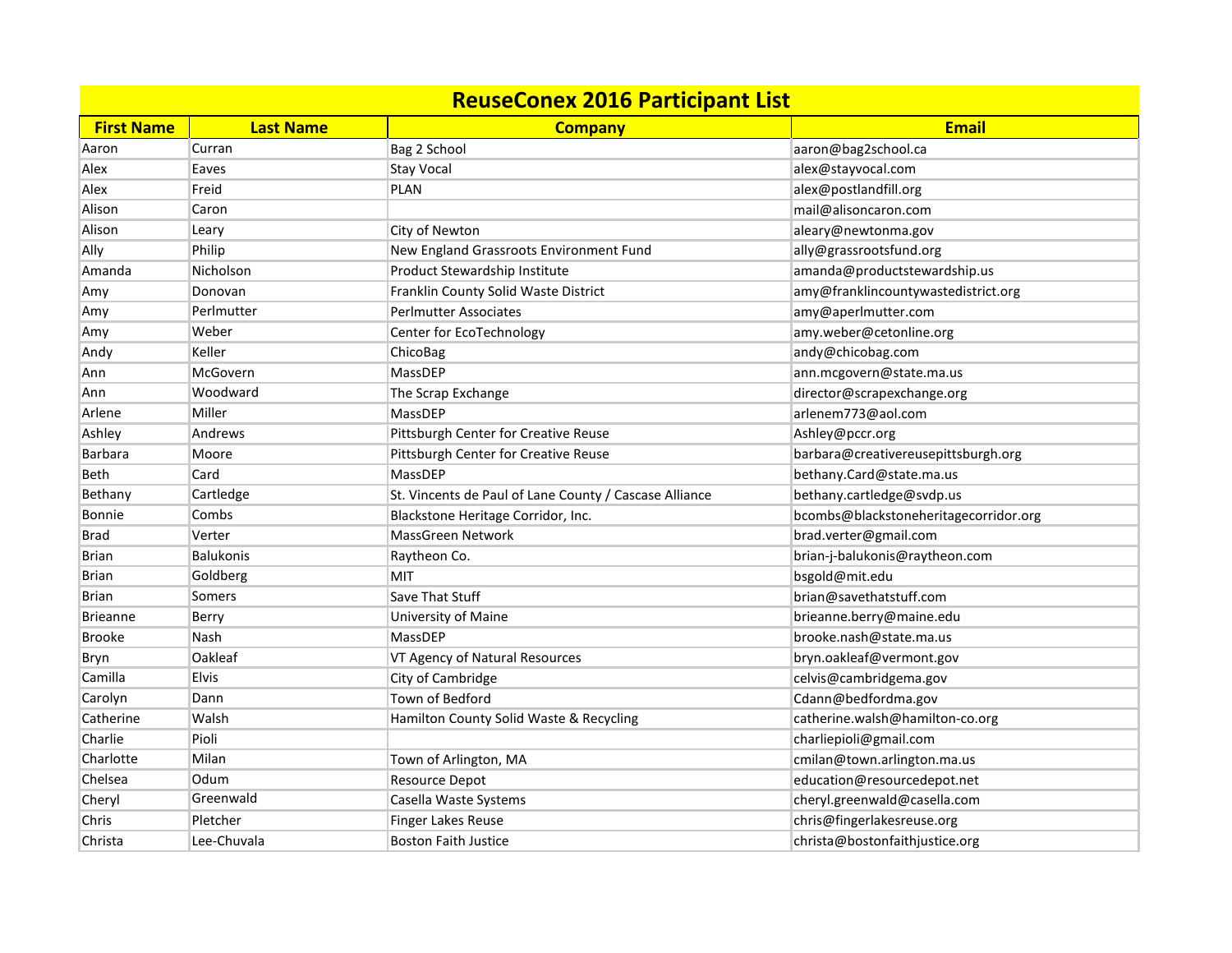# ReuseConex 2016 Participant List

| First Name | Last Name | Company | Email |
|---|---|---|---|
| Aaron | Curran | Bag 2 School | aaron@bag2school.ca |
| Alex | Eaves | Stay Vocal | alex@stayvocal.com |
| Alex | Freid | PLAN | alex@postlandfill.org |
| Alison | Caron | | mail@alisoncaron.com |
| Alison | Leary | City of Newton | aleary@newtonma.gov |
| Ally | Philip | New England Grassroots Environment Fund | ally@grassrootsfund.org |
| Amanda | Nicholson | Product Stewardship Institute | amanda@productstewardship.us |
| Amy | Donovan | Franklin County Solid Waste District | amy@franklincountywastedistrict.org |
| Amy | Perlmutter | Perlmutter Associates | amy@aperlmutter.com |
| Amy | Weber | Center for EcoTechnology | amy.weber@cetonline.org |
| Andy | Keller | ChicoBag | andy@chicobag.com |
| Ann | McGovern | MassDEP | ann.mcgovern@state.ma.us |
| Ann | Woodward | The Scrap Exchange | director@scrapexchange.org |
| Arlene | Miller | MassDEP | arlenem773@aol.com |
| Ashley | Andrews | Pittsburgh Center for Creative Reuse | Ashley@pccr.org |
| Barbara | Moore | Pittsburgh Center for Creative Reuse | barbara@creativereusepittsburgh.org |
| Beth | Card | MassDEP | bethany.Card@state.ma.us |
| Bethany | Cartledge | St. Vincents de Paul of Lane County / Cascase Alliance | bethany.cartledge@svdp.us |
| Bonnie | Combs | Blackstone Heritage Corridor, Inc. | bcombs@blackstoneheritagecorridor.org |
| Brad | Verter | MassGreen Network | brad.verter@gmail.com |
| Brian | Balukonis | Raytheon Co. | brian-j-balukonis@raytheon.com |
| Brian | Goldberg | MIT | bsgold@mit.edu |
| Brian | Somers | Save That Stuff | brian@savethatstuff.com |
| Brieanne | Berry | University of Maine | brieanne.berry@maine.edu |
| Brooke | Nash | MassDEP | brooke.nash@state.ma.us |
| Bryn | Oakleaf | VT Agency of Natural Resources | bryn.oakleaf@vermont.gov |
| Camilla | Elvis | City of Cambridge | celvis@cambridgema.gov |
| Carolyn | Dann | Town of Bedford | Cdann@bedfordma.gov |
| Catherine | Walsh | Hamilton County Solid Waste & Recycling | catherine.walsh@hamilton-co.org |
| Charlie | Pioli | | charliepioli@gmail.com |
| Charlotte | Milan | Town of Arlington, MA | cmilan@town.arlington.ma.us |
| Chelsea | Odum | Resource Depot | education@resourcedepot.net |
| Cheryl | Greenwald | Casella Waste Systems | cheryl.greenwald@casella.com |
| Chris | Pletcher | Finger Lakes Reuse | chris@fingerlakesreuse.org |
| Christa | Lee-Chuvala | Boston Faith Justice | christa@bostonfaithjustice.org |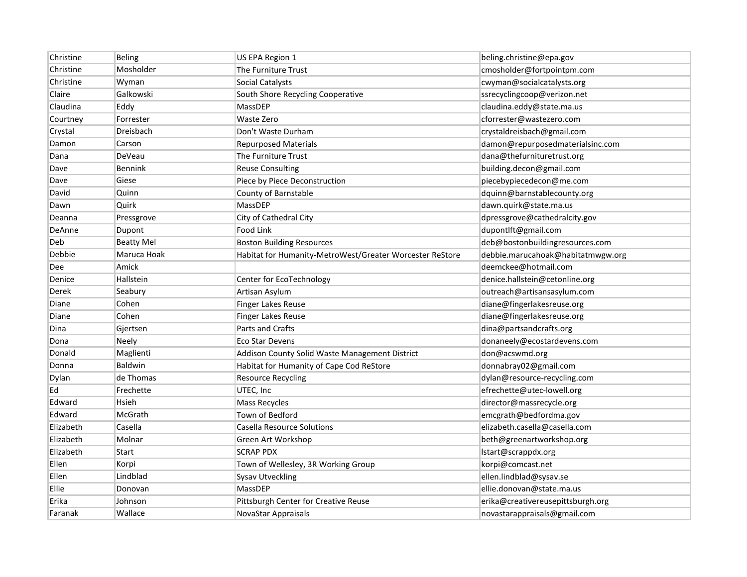| | | | |
|---|---|---|---|
| Christine | Beling | US EPA Region 1 | beling.christine@epa.gov |
| Christine | Mosholder | The Furniture Trust | cmosholder@fortpointpm.com |
| Christine | Wyman | Social Catalysts | cwyman@socialcatalysts.org |
| Claire | Galkowski | South Shore Recycling Cooperative | ssrecyclingcoop@verizon.net |
| Claudina | Eddy | MassDEP | claudina.eddy@state.ma.us |
| Courtney | Forrester | Waste Zero | cforrester@wastezero.com |
| Crystal | Dreisbach | Don't Waste Durham | crystaldreisbach@gmail.com |
| Damon | Carson | Repurposed Materials | damon@repurposedmaterialsinc.com |
| Dana | DeVeau | The Furniture Trust | dana@thefurnituretrust.org |
| Dave | Bennink | Reuse Consulting | building.decon@gmail.com |
| Dave | Giese | Piece by Piece Deconstruction | piecebypiecedecon@me.com |
| David | Quinn | County of Barnstable | dquinn@barnstablecounty.org |
| Dawn | Quirk | MassDEP | dawn.quirk@state.ma.us |
| Deanna | Pressgrove | City of Cathedral City | dpressgrove@cathedralcity.gov |
| DeAnne | Dupont | Food Link | dupontlft@gmail.com |
| Deb | Beatty Mel | Boston Building Resources | deb@bostonbuildingresources.com |
| Debbie | Maruca Hoak | Habitat for Humanity-MetroWest/Greater Worcester ReStore | debbie.marucahoak@habitatmwgw.org |
| Dee | Amick | | deemckee@hotmail.com |
| Denice | Hallstein | Center for EcoTechnology | denice.hallstein@cetonline.org |
| Derek | Seabury | Artisan Asylum | outreach@artisansasylum.com |
| Diane | Cohen | Finger Lakes Reuse | diane@fingerlakesreuse.org |
| Diane | Cohen | Finger Lakes Reuse | diane@fingerlakesreuse.org |
| Dina | Gjertsen | Parts and Crafts | dina@partsandcrafts.org |
| Dona | Neely | Eco Star Devens | donaneely@ecostardevens.com |
| Donald | Maglienti | Addison County Solid Waste Management District | don@acswmd.org |
| Donna | Baldwin | Habitat for Humanity of Cape Cod ReStore | donnabray02@gmail.com |
| Dylan | de Thomas | Resource Recycling | dylan@resource-recycling.com |
| Ed | Frechette | UTEC, Inc | efrechette@utec-lowell.org |
| Edward | Hsieh | Mass Recycles | director@massrecycle.org |
| Edward | McGrath | Town of Bedford | emcgrath@bedfordma.gov |
| Elizabeth | Casella | Casella Resource Solutions | elizabeth.casella@casella.com |
| Elizabeth | Molnar | Green Art Workshop | beth@greenartworkshop.org |
| Elizabeth | Start | SCRAP PDX | lstart@scrappdx.org |
| Ellen | Korpi | Town of Wellesley, 3R Working Group | korpi@comcast.net |
| Ellen | Lindblad | Sysav Utveckling | ellen.lindblad@sysav.se |
| Ellie | Donovan | MassDEP | ellie.donovan@state.ma.us |
| Erika | Johnson | Pittsburgh Center for Creative Reuse | erika@creativereusepittsburgh.org |
| Faranak | Wallace | NovaStar Appraisals | novastarappraisals@gmail.com |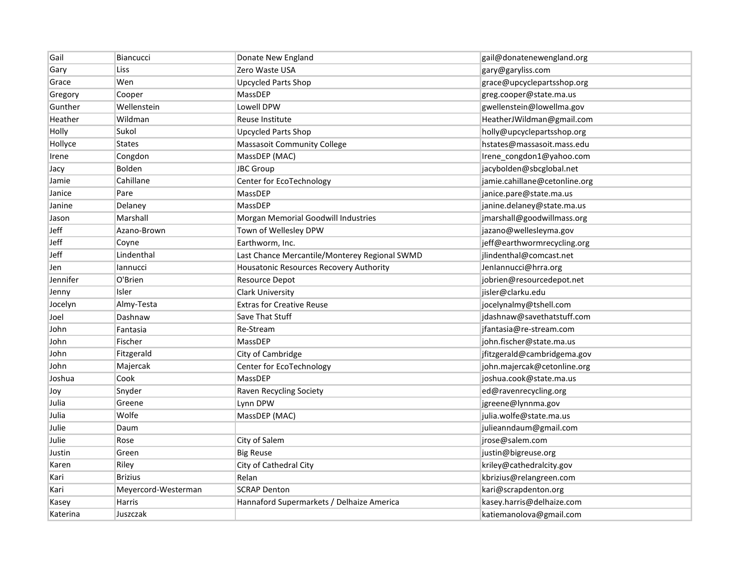| Gail | Biancucci | Donate New England | gail@donatenewengland.org |
|---|---|---|---|
| Gary | Liss | Zero Waste USA | gary@garyliss.com |
| Grace | Wen | Upcycled Parts Shop | grace@upcyclepartsshop.org |
| Gregory | Cooper | MassDEP | greg.cooper@state.ma.us |
| Gunther | Wellenstein | Lowell DPW | gwellenstein@lowellma.gov |
| Heather | Wildman | Reuse Institute | HeatherJWildman@gmail.com |
| Holly | Sukol | Upcycled Parts Shop | holly@upcyclepartsshop.org |
| Hollyce | States | Massasoit Community College | hstates@massasoit.mass.edu |
| Irene | Congdon | MassDEP (MAC) | Irene_congdon1@yahoo.com |
| Jacy | Bolden | JBC Group | jacybolden@sbcglobal.net |
| Jamie | Cahillane | Center for EcoTechnology | jamie.cahillane@cetonline.org |
| Janice | Pare | MassDEP | janice.pare@state.ma.us |
| Janine | Delaney | MassDEP | janine.delaney@state.ma.us |
| Jason | Marshall | Morgan Memorial Goodwill Industries | jmarshall@goodwillmass.org |
| Jeff | Azano-Brown | Town of Wellesley DPW | jazano@wellesleyma.gov |
| Jeff | Coyne | Earthworm, Inc. | jeff@earthwormrecycling.org |
| Jeff | Lindenthal | Last Chance Mercantile/Monterey Regional SWMD | jlindenthal@comcast.net |
| Jen | Iannucci | Housatonic Resources Recovery Authority | JenIannucci@hrra.org |
| Jennifer | O'Brien | Resource Depot | jobrien@resourcedepot.net |
| Jenny | Isler | Clark University | jisler@clarku.edu |
| Jocelyn | Almy-Testa | Extras for Creative Reuse | jocelynalmy@tshell.com |
| Joel | Dashnaw | Save That Stuff | jdashnaw@savethatstuff.com |
| John | Fantasia | Re-Stream | jfantasia@re-stream.com |
| John | Fischer | MassDEP | john.fischer@state.ma.us |
| John | Fitzgerald | City of Cambridge | jfitzgerald@cambridgema.gov |
| John | Majercak | Center for EcoTechnology | john.majercak@cetonline.org |
| Joshua | Cook | MassDEP | joshua.cook@state.ma.us |
| Joy | Snyder | Raven Recycling Society | ed@ravenrecycling.org |
| Julia | Greene | Lynn DPW | jgreene@lynnma.gov |
| Julia | Wolfe | MassDEP (MAC) | julia.wolfe@state.ma.us |
| Julie | Daum | | julieanndaum@gmail.com |
| Julie | Rose | City of Salem | jrose@salem.com |
| Justin | Green | Big Reuse | justin@bigreuse.org |
| Karen | Riley | City of Cathedral City | kriley@cathedralcity.gov |
| Kari | Brizius | Relan | kbrizius@relangreen.com |
| Kari | Meyercord-Westerman | SCRAP Denton | kari@scrapdenton.org |
| Kasey | Harris | Hannaford Supermarkets / Delhaize America | kasey.harris@delhaize.com |
| Katerina | Juszczak | | katiemanolova@gmail.com |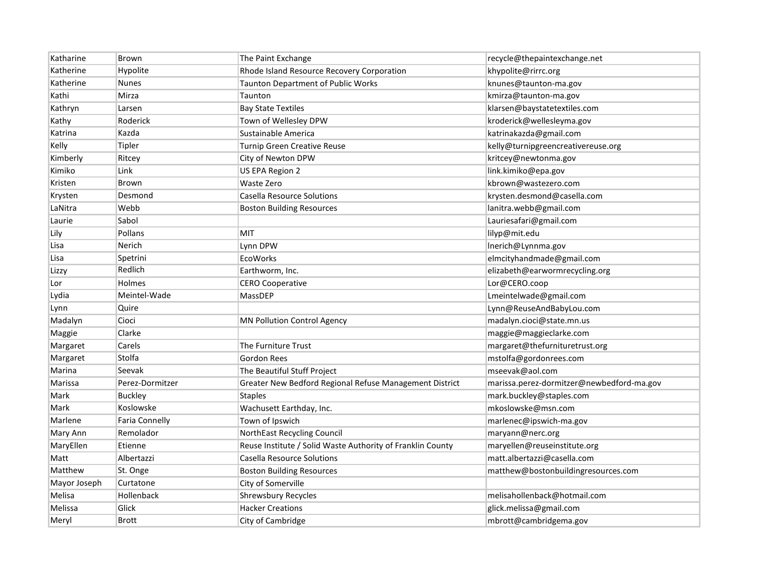| | | | |
|---|---|---|---|
| Katharine | Brown | The Paint Exchange | recycle@thepaintexchange.net |
| Katherine | Hypolite | Rhode Island Resource Recovery Corporation | khypolite@rirrc.org |
| Katherine | Nunes | Taunton Department of Public Works | knunes@taunton-ma.gov |
| Kathi | Mirza | Taunton | kmirza@taunton-ma.gov |
| Kathryn | Larsen | Bay State Textiles | klarsen@baystatetextiles.com |
| Kathy | Roderick | Town of Wellesley DPW | kroderick@wellesleyma.gov |
| Katrina | Kazda | Sustainable America | katrinakazda@gmail.com |
| Kelly | Tipler | Turnip Green Creative Reuse | kelly@turnipgreencreativereuse.org |
| Kimberly | Ritcey | City of Newton DPW | kritcey@newtonma.gov |
| Kimiko | Link | US EPA Region 2 | link.kimiko@epa.gov |
| Kristen | Brown | Waste Zero | kbrown@wastezero.com |
| Krysten | Desmond | Casella Resource Solutions | krysten.desmond@casella.com |
| LaNitra | Webb | Boston Building Resources | lanitra.webb@gmail.com |
| Laurie | Sabol | | Lauriesafari@gmail.com |
| Lily | Pollans | MIT | lilyp@mit.edu |
| Lisa | Nerich | Lynn DPW | lnerich@Lynnma.gov |
| Lisa | Spetrini | EcoWorks | elmcityhandmade@gmail.com |
| Lizzy | Redlich | Earthworm, Inc. | elizabeth@earwormrecycling.org |
| Lor | Holmes | CERO Cooperative | Lor@CERO.coop |
| Lydia | Meintel-Wade | MassDEP | Lmeintelwade@gmail.com |
| Lynn | Quire | | Lynn@ReuseAndBabyLou.com |
| Madalyn | Cioci | MN Pollution Control Agency | madalyn.cioci@state.mn.us |
| Maggie | Clarke | | maggie@maggieclarke.com |
| Margaret | Carels | The Furniture Trust | margaret@thefurnituretrust.org |
| Margaret | Stolfa | Gordon Rees | mstolfa@gordonrees.com |
| Marina | Seevak | The Beautiful Stuff Project | mseevak@aol.com |
| Marissa | Perez-Dormitzer | Greater New Bedford Regional Refuse Management District | marissa.perez-dormitzer@newbedford-ma.gov |
| Mark | Buckley | Staples | mark.buckley@staples.com |
| Mark | Koslowske | Wachusett Earthday, Inc. | mkoslowske@msn.com |
| Marlene | Faria Connelly | Town of Ipswich | marlenec@ipswich-ma.gov |
| Mary Ann | Remolador | NorthEast Recycling Council | maryann@nerc.org |
| MaryEllen | Etienne | Reuse Institute / Solid Waste Authority of Franklin County | maryellen@reuseinstitute.org |
| Matt | Albertazzi | Casella Resource Solutions | matt.albertazzi@casella.com |
| Matthew | St. Onge | Boston Building Resources | matthew@bostonbuildingresources.com |
| Mayor Joseph | Curtatone | City of Somerville | |
| Melisa | Hollenback | Shrewsbury Recycles | melisahollenback@hotmail.com |
| Melissa | Glick | Hacker Creations | glick.melissa@gmail.com |
| Meryl | Brott | City of Cambridge | mbrott@cambridgema.gov |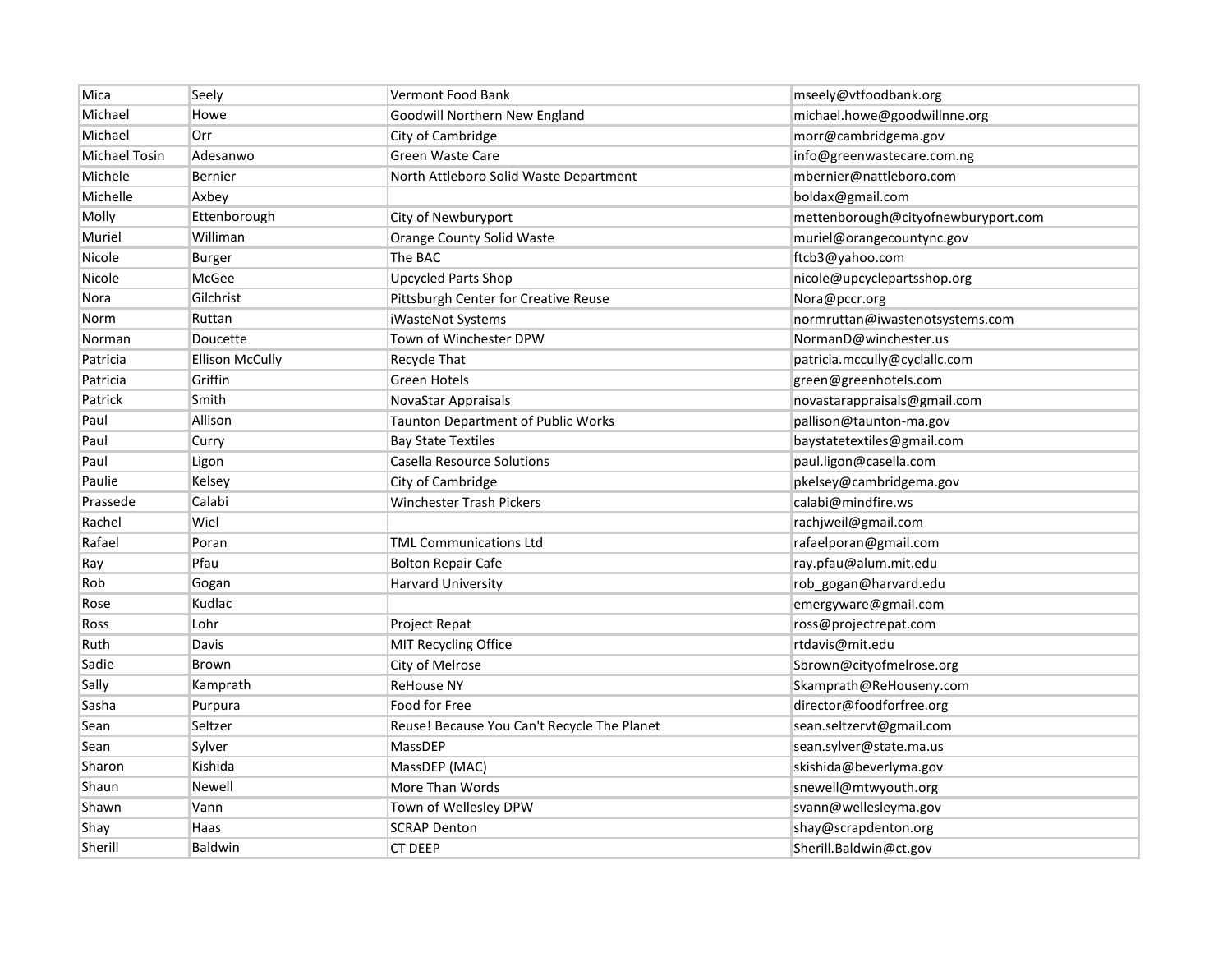| Mica | Seely | Vermont Food Bank | mseely@vtfoodbank.org |
|---|---|---|---|
| Michael | Howe | Goodwill Northern New England | michael.howe@goodwillnne.org |
| Michael | Orr | City of Cambridge | morr@cambridgema.gov |
| Michael Tosin | Adesanwo | Green Waste Care | info@greenwastecare.com.ng |
| Michele | Bernier | North Attleboro Solid Waste Department | mbernier@nattleboro.com |
| Michelle | Axbey | | boldax@gmail.com |
| Molly | Ettenborough | City of Newburyport | mettenborough@cityofnewburyport.com |
| Muriel | Williman | Orange County Solid Waste | muriel@orangecountync.gov |
| Nicole | Burger | The BAC | ftcb3@yahoo.com |
| Nicole | McGee | Upcycled Parts Shop | nicole@upcyclepartsshop.org |
| Nora | Gilchrist | Pittsburgh Center for Creative Reuse | Nora@pccr.org |
| Norm | Ruttan | iWasteNot Systems | normruttan@iwastenotsystems.com |
| Norman | Doucette | Town of Winchester DPW | NormanD@winchester.us |
| Patricia | Ellison McCully | Recycle That | patricia.mccully@cyclallc.com |
| Patricia | Griffin | Green Hotels | green@greenhotels.com |
| Patrick | Smith | NovaStar Appraisals | novastarappraisals@gmail.com |
| Paul | Allison | Taunton Department of Public Works | pallison@taunton-ma.gov |
| Paul | Curry | Bay State Textiles | baystatetextiles@gmail.com |
| Paul | Ligon | Casella Resource Solutions | paul.ligon@casella.com |
| Paulie | Kelsey | City of Cambridge | pkelsey@cambridgema.gov |
| Prassede | Calabi | Winchester Trash Pickers | calabi@mindfire.ws |
| Rachel | Wiel | | rachjweil@gmail.com |
| Rafael | Poran | TML Communications Ltd | rafaelporan@gmail.com |
| Ray | Pfau | Bolton Repair Cafe | ray.pfau@alum.mit.edu |
| Rob | Gogan | Harvard University | rob_gogan@harvard.edu |
| Rose | Kudlac | | emergyware@gmail.com |
| Ross | Lohr | Project Repat | ross@projectrepat.com |
| Ruth | Davis | MIT Recycling Office | rtdavis@mit.edu |
| Sadie | Brown | City of Melrose | Sbrown@cityofmelrose.org |
| Sally | Kamprath | ReHouse NY | Skamprath@ReHouseny.com |
| Sasha | Purpura | Food for Free | director@foodforfree.org |
| Sean | Seltzer | Reuse! Because You Can't Recycle The Planet | sean.seltzervt@gmail.com |
| Sean | Sylver | MassDEP | sean.sylver@state.ma.us |
| Sharon | Kishida | MassDEP (MAC) | skishida@beverlyma.gov |
| Shaun | Newell | More Than Words | snewell@mtwyouth.org |
| Shawn | Vann | Town of Wellesley DPW | svann@wellesleyma.gov |
| Shay | Haas | SCRAP Denton | shay@scrapdenton.org |
| Sherill | Baldwin | CT DEEP | Sherill.Baldwin@ct.gov |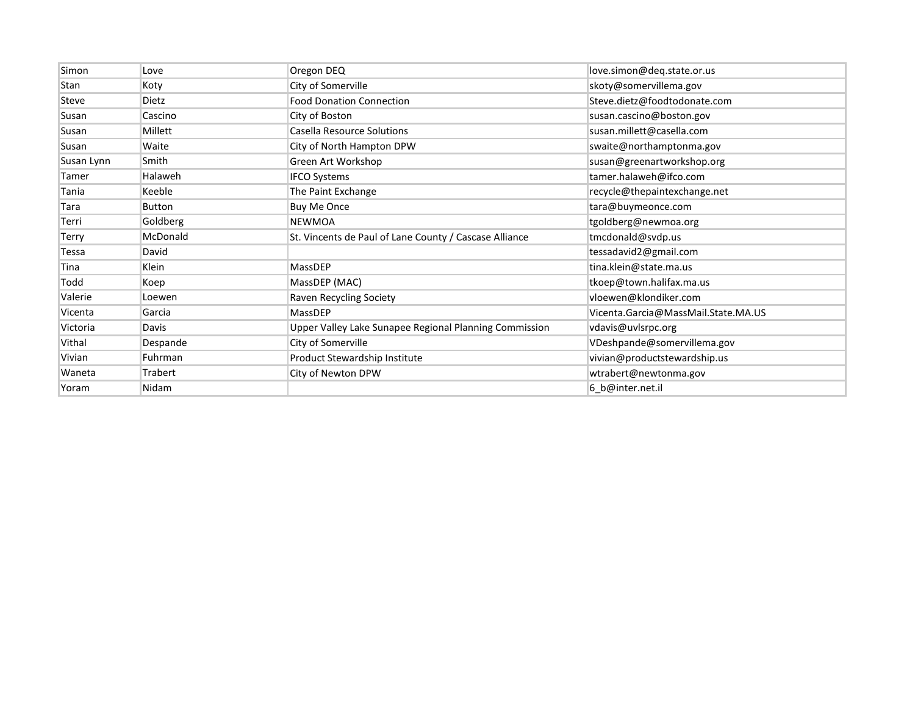| | | | |
|---|---|---|---|
| Simon | Love | Oregon DEQ | love.simon@deq.state.or.us |
| Stan | Koty | City of Somerville | skoty@somervillema.gov |
| Steve | Dietz | Food Donation Connection | Steve.dietz@foodtodonate.com |
| Susan | Cascino | City of Boston | susan.cascino@boston.gov |
| Susan | Millett | Casella Resource Solutions | susan.millett@casella.com |
| Susan | Waite | City of North Hampton DPW | swaite@northamptonma.gov |
| Susan Lynn | Smith | Green Art Workshop | susan@greenartworkshop.org |
| Tamer | Halaweh | IFCO Systems | tamer.halaweh@ifco.com |
| Tania | Keeble | The Paint Exchange | recycle@thepaintexchange.net |
| Tara | Button | Buy Me Once | tara@buymeonce.com |
| Terri | Goldberg | NEWMOA | tgoldberg@newmoa.org |
| Terry | McDonald | St. Vincents de Paul of Lane County / Cascase Alliance | tmcdonald@svdp.us |
| Tessa | David | | tessadavid2@gmail.com |
| Tina | Klein | MassDEP | tina.klein@state.ma.us |
| Todd | Koep | MassDEP (MAC) | tkoep@town.halifax.ma.us |
| Valerie | Loewen | Raven Recycling Society | vloewen@klondiker.com |
| Vicenta | Garcia | MassDEP | Vicenta.Garcia@MassMail.State.MA.US |
| Victoria | Davis | Upper Valley Lake Sunapee Regional Planning Commission | vdavis@uvlsrpc.org |
| Vithal | Despande | City of Somerville | VDeshpande@somervillema.gov |
| Vivian | Fuhrman | Product Stewardship Institute | vivian@productstewardship.us |
| Waneta | Trabert | City of Newton DPW | wtrabert@newtonma.gov |
| Yoram | Nidam | | 6_b@inter.net.il |